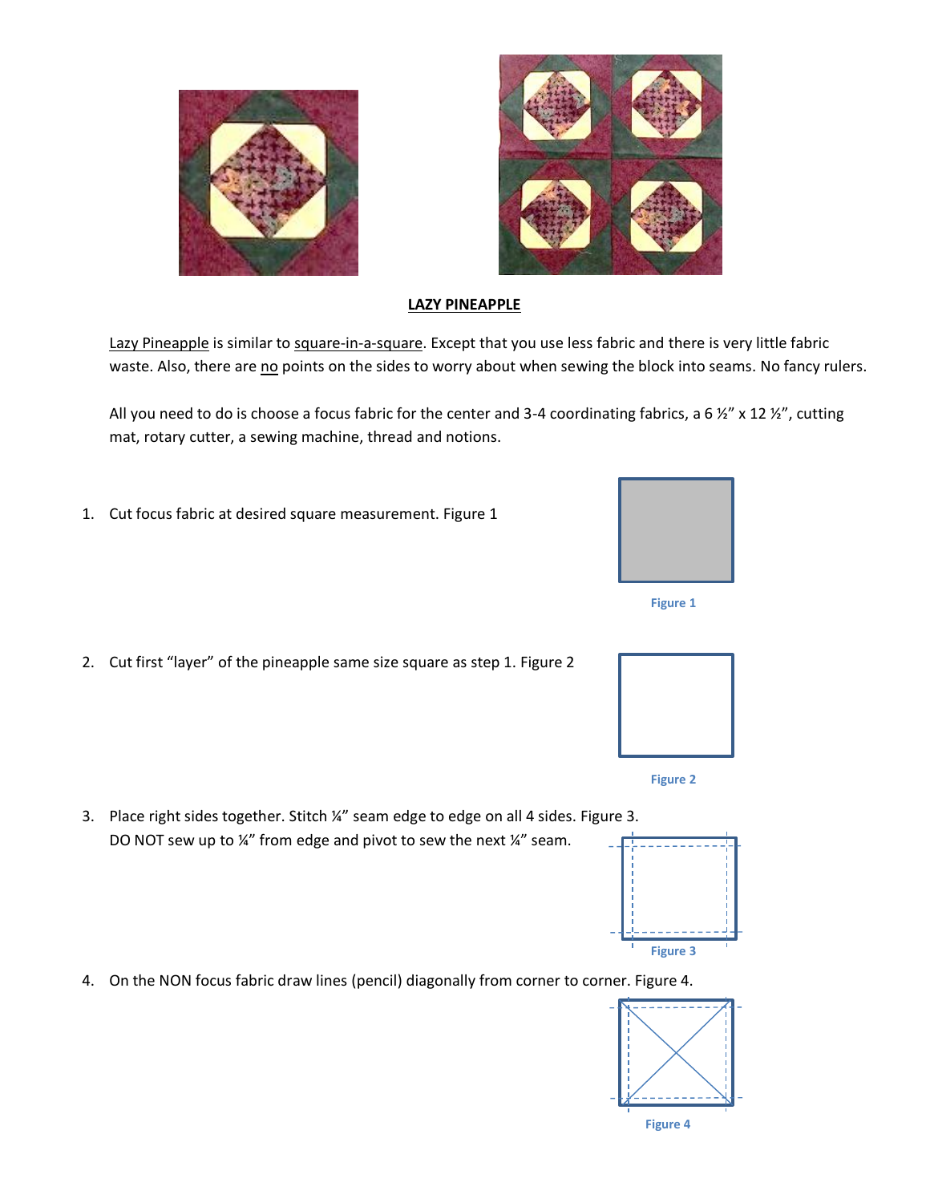**LAZY PINEAPPLE**

Lazy Pineapple is similar to square-in-a-square. Except that you use less fabric and there is very little fabric waste. Also, there are no points on the sides to worry about when sewing the block into seams. No fancy rulers.

All you need to do is choose a focus fabric for the center and 3-4 coordinating fabrics, a 6 ½" x 12 ½", cutting mat, rotary cutter, a sewing machine, thread and notions.

1. Cut focus fabric at desired square measurement. Figure 1

   Figure 1

2. Cut first "layer" of the pineapple same size square as step 1. Figure 2

   Figure 2

3. Place right sides together. Stitch ¼" seam edge to edge on all 4 sides. Figure 3. DO NOT sew up to ¼" from edge and pivot to sew the next ¼" seam.

   Figure 3

4. On the NON focus fabric draw lines (pencil) diagonally from corner to corner. Figure 4.

   Figure 4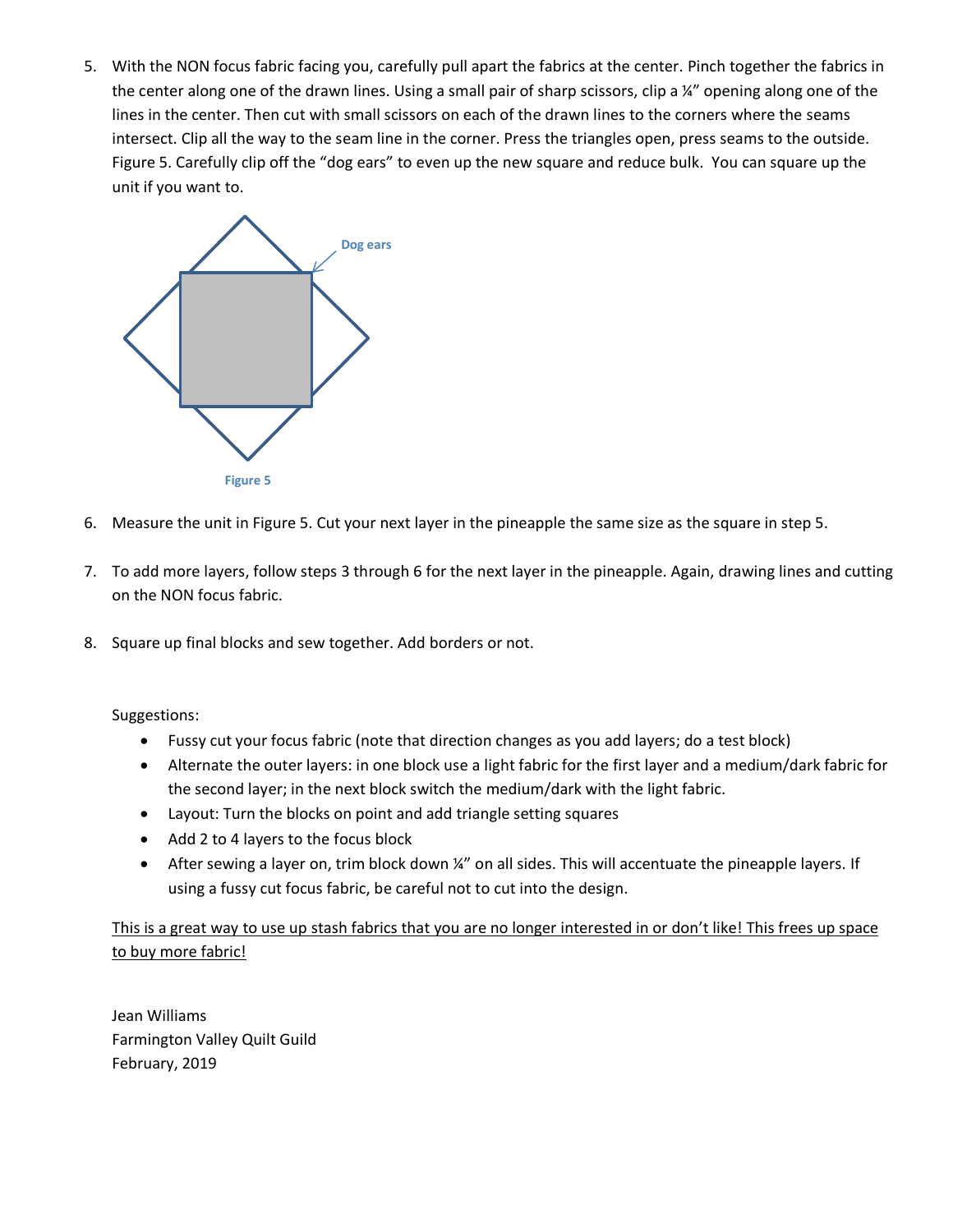5. With the NON focus fabric facing you, carefully pull apart the fabrics at the center. Pinch together the fabrics in the center along one of the drawn lines. Using a small pair of sharp scissors, clip a ¼" opening along one of the lines in the center. Then cut with small scissors on each of the drawn lines to the corners where the seams intersect. Clip all the way to the seam line in the corner. Press the triangles open, press seams to the outside. Figure 5. Carefully clip off the "dog ears" to even up the new square and reduce bulk. You can square up the unit if you want to.

Dog ears

Figure 5

6. Measure the unit in Figure 5. Cut your next layer in the pineapple the same size as the square in step 5.

7. To add more layers, follow steps 3 through 6 for the next layer in the pineapple. Again, drawing lines and cutting on the NON focus fabric.

8. Square up final blocks and sew together. Add borders or not.

Suggestions:

- Fussy cut your focus fabric (note that direction changes as you add layers; do a test block)
- Alternate the outer layers: in one block use a light fabric for the first layer and a medium/dark fabric for the second layer; in the next block switch the medium/dark with the light fabric.
- Layout: Turn the blocks on point and add triangle setting squares
- Add 2 to 4 layers to the focus block
- After sewing a layer on, trim block down ¼" on all sides. This will accentuate the pineapple layers. If using a fussy cut focus fabric, be careful not to cut into the design.

<u>This is a great way to use up stash fabrics that you are no longer interested in or don't like! This frees up space to buy more fabric!</u>

Jean Williams
Farmington Valley Quilt Guild
February, 2019